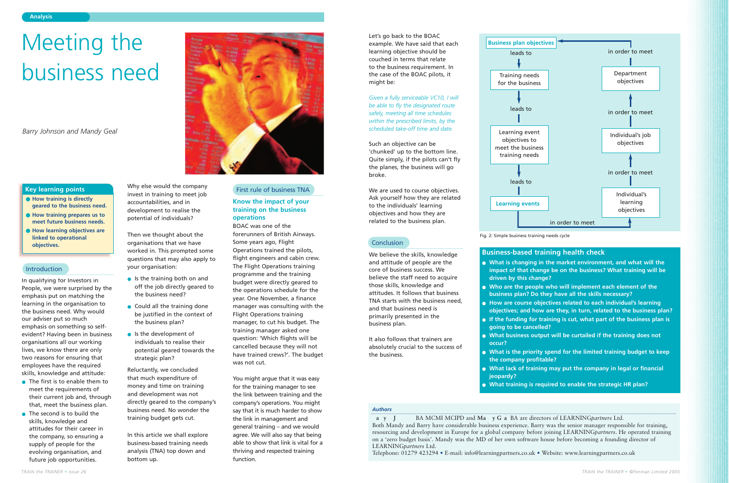Analysis

# Meeting the business need

*Barry Johnson and Mandy Geal*

## Key learning points

- **How training is directly geared to the business need.**
- **How training prepares us to meet future business needs.**
- **How learning objectives are linked to operational objectives.**

## Introduction

In qualifying for Investors in People, we were surprised by the emphasis put on matching the learning in the organisation to the business need. Why would our adviser put so much emphasis on something so self-evident? Having been in business organisations all our working lives, we know there are only two reasons for ensuring that employees have the required skills, knowledge and attitude:

- The first is to enable them to meet the requirements of their current job and, through that, meet the business plan.
- The second is to build the skills, knowledge and attitudes for their career in the company, so ensuring a supply of people for the evolving organisation, and future job opportunities.

Why else would the company invest in training to meet job accountabilities, and in development to realise the potential of individuals?

Then we thought about the organisations that we have worked in. This prompted some questions that may also apply to your organisation:

- Is the training both on and off the job directly geared to the business need?
- Could all the training done be justified in the context of the business plan?
- Is the development of individuals to realise their potential geared towards the strategic plan?

Reluctantly, we concluded that much expenditure of money and time on training and development was not directly geared to the company's business need. No wonder the training budget gets cut.

In this article we shall explore business-based training needs analysis (TNA) top down and bottom up.

## First rule of business TNA

### Know the impact of your training on the business operations

BOAC was one of the forerunners of British Airways. Some years ago, Flight Operations trained the pilots, flight engineers and cabin crew. The Flight Operations training programme and the training budget were directly geared to the operations schedule for the year. One November, a finance manager was consulting with the Flight Operations training manager, to cut his budget. The training manager asked one question: 'Which flights will be cancelled because they will not have trained crews?'. The budget was not cut.

You might argue that it was easy for the training manager to see the link between training and the company's operations. You might say that it is much harder to show the link in management and general training – and we would agree. We will also say that being able to show that link is vital for a thriving and respected training function.

Let's go back to the BOAC example. We have said that each learning objective should be couched in terms that relate to the business requirement. In the case of the BOAC pilots, it might be:

*Given a fully serviceable VC10, I will be able to fly the designated route safely, meeting all time schedules within the prescribed limits, by the scheduled take-off time and date.*

Such an objective can be 'chunked' up to the bottom line. Quite simply, if the pilots can't fly the planes, the business will go broke.

We are used to course objectives. Ask yourself how they are related to the individuals' learning objectives and how they are related to the business plan.

Business plan objectives → leads to → Training needs for the business → leads to → Learning event objectives to meet the business training needs → leads to → Learning events → in order to meet → Individual's learning objectives → in order to meet → Individual's job objectives → in order to meet → Department objectives → in order to meet → Business plan objectives

Fig. 2: Simple business training needs cycle

## Conclusion

We believe the skills, knowledge and attitude of people are the core of business success. We believe the staff need to acquire those skills, knowledge and attitudes. It follows that business TNA starts with the business need, and that business need is primarily presented in the business plan.

It also follows that trainers are absolutely crucial to the success of the business.

## Business-based training health check

- **What is changing in the market environment, and what will the impact of that change be on the business? What training will be driven by this change?**
- **Who are the people who will implement each element of the business plan? Do they have all the skills necessary?**
- **How are course objectives related to each individual's learning objectives; and how are they, in turn, related to the business plan?**
- **If the funding for training is cut, what part of the business plan is going to be cancelled?**
- **What business output will be curtailed if the training does not occur?**
- **What is the priority spend for the limited training budget to keep the company profitable?**
- **What lack of training may put the company in legal or financial jeopardy?**
- **What training is required to enable the strategic HR plan?**

### Authors

Barry Johnson BA MCMI MCIPD and Mandy Geal BA are directors of LEARNING*partners* Ltd.
Both Mandy and Barry have considerable business experience. Barry was the senior manager responsible for training, resourcing and development in Europe for a global company before joining LEARNING*partners*. He operated training on a 'zero budget basis'. Mandy was the MD of her own software house before becoming a founding director of LEARNING*partners* Ltd.
Telephone: 01279 423294 • E-mail: info@learningpartners.co.uk • Website: www.learningpartners.co.uk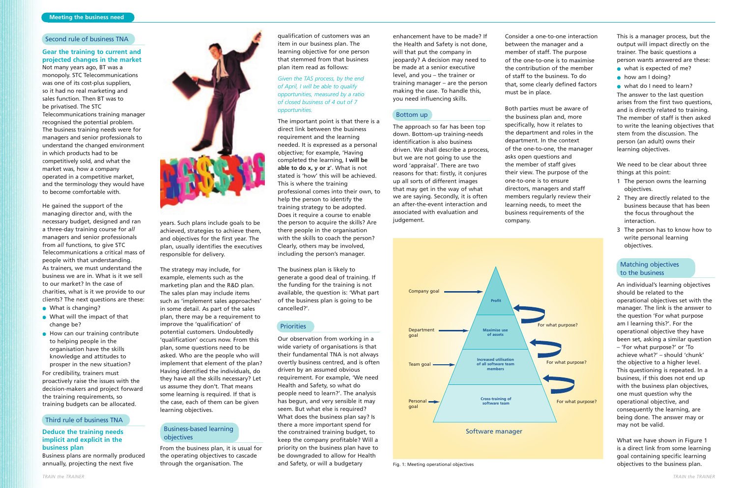## Second rule of business TNA

### Gear the training to current and projected changes in the market

Not many years ago, BT was a monopoly. STC Telecommunications was one of its cost-plus suppliers, so it had no real marketing and sales function. Then BT was to be privatised. The STC Telecommunications training manager recognised the potential problem. The business training needs were for managers and senior professionals to understand the changed environment in which products had to be competitively sold, and what the market was, how a company operated in a competitive market, and the terminology they would have to become comfortable with.

He gained the support of the managing director and, with the necessary budget, designed and ran a three-day training course for *all* managers and senior professionals from *all* functions, to give STC Telecommunications a critical mass of people with that understanding. As trainers, we must understand the business we are in. What is it we sell to our market? In the case of charities, what is it we provide to our clients? The next questions are these:

- What is changing?
- What will the impact of that change be?
- How can our training contribute to helping people in the organisation have the skills knowledge and attitudes to prosper in the new situation?

For credibility, trainers must proactively raise the issues with the decision-makers and project forward the training requirements, so training budgets can be allocated.

## Third rule of business TNA

### Deduce the training needs implicit and explicit in the business plan

Business plans are normally produced annually, projecting the next five years. Such plans include goals to be achieved, strategies to achieve them, and objectives for the first year. The plan, usually identifies the executives responsible for delivery.

The strategy may include, for example, elements such as the marketing plan and the R&D plan. The sales plan may include items such as 'implement sales approaches' in some detail. As part of the sales plan, there may be a requirement to improve the 'qualification' of potential customers. Undoubtedly 'qualification' occurs now. From this plan, some questions need to be asked. Who are the people who will implement that element of the plan? Having identified the individuals, do they have all the skills necessary? Let us assume they don't. That means some learning is required. If that is the case, each of them can be given learning objectives.

## Business-based learning objectives

From the business plan, it is usual for the operating objectives to cascade through the organisation. The qualification of customers was an item in our business plan. The learning objective for one person that stemmed from that business plan item read as follows:

*Given the TAS process, by the end of April, I will be able to qualify opportunities, measured by a ratio of closed business of 4 out of 7 opportunities.*

The important point is that there is a direct link between the business requirement and the learning needed. It is expressed as a personal objective; for example, 'Having completed the learning, **I will be able to do x, y or z**'. What is not stated is 'how' this will be achieved. This is where the training professional comes into their own, to help the person to identify the training strategy to be adopted. Does it require a course to enable the person to acquire the skills? Are there people in the organisation with the skills to coach the person? Clearly, others may be involved, including the person's manager.

The business plan is likely to generate a good deal of training. If the funding for the training is not available, the question is: 'What part of the business plan is going to be cancelled?'.

## Priorities

Our observation from working in a wide variety of organisations is that their fundamental TNA is not always overtly business centred, and is often driven by an assumed obvious requirement. For example, 'We need Health and Safety, so what do people need to learn?'. The analysis has begun, and very sensible it may seem. But what else is required? What does the business plan say? Is there a more important spend for the constrained training budget, to keep the company profitable? Will a priority on the business plan have to be downgraded to allow for Health and Safety, or will a budgetary enhancement have to be made? If the Health and Safety is not done, will that put the company in jeopardy? A decision may need to be made at a senior executive level, and you – the trainer or training manager – are the person making the case. To handle this, you need influencing skills.

## Bottom up

The approach so far has been top down. Bottom-up training-needs identification is also business driven. We shall describe a process, but we are not going to use the word 'appraisal'. There are two reasons for that: firstly, it conjures up all sorts of different images that may get in the way of what we are saying. Secondly, it is often an after-the-event interaction and associated with evaluation and judgement.

Company goal

Profit

For what purpose?

Department goal

Maximise use of assets

For what purpose?

Team goal

Increased utilisation of all software team members

For what purpose?

Personal goal

Cross-training of software team

Software manager

Fig. 1: Meeting operational objectives

Consider a one-to-one interaction between the manager and a member of staff. The purpose of the one-to-one is to maximise the contribution of the member of staff to the business. To do that, some clearly defined factors must be in place.

Both parties must be aware of the business plan and, more specifically, how it relates to the department and roles in the department. In the context of the one-to-one, the manager asks open questions and the member of staff gives their view. The purpose of the one-to-one is to ensure directors, managers and staff members regularly review their learning needs, to meet the business requirements of the company.

This is a manager process, but the output will impact directly on the trainer. The basic questions a person wants answered are these:

- what is expected of me?
- how am I doing?
- what do I need to learn?

The answer to the last question arises from the first two questions, and is directly related to training. The member of staff is then asked to write the leaning objectives that stem from the discussion. The person (an adult) owns their learning objectives.

We need to be clear about three things at this point:

1. The person owns the learning objectives.
2. They are directly related to the business because that has been the focus throughout the interaction.
3. The person has to know how to write personal learning objectives.

## Matching objectives to the business

An individual's learning objectives should be related to the operational objectives set with the manager. The link is the answer to the question 'For what purpose am I learning this?'. For the operational objective they have been set, asking a similar question – 'For what purpose?' or 'To achieve what?' – should 'chunk' the objective to a higher level. This questioning is repeated. In a business, if this does not end up with the business plan objectives, one must question why the operational objective, and consequently the learning, are being done. The answer may or may not be valid.

What we have shown in Figure 1 is a direct link from some learning goal containing specific learning objectives to the business plan.